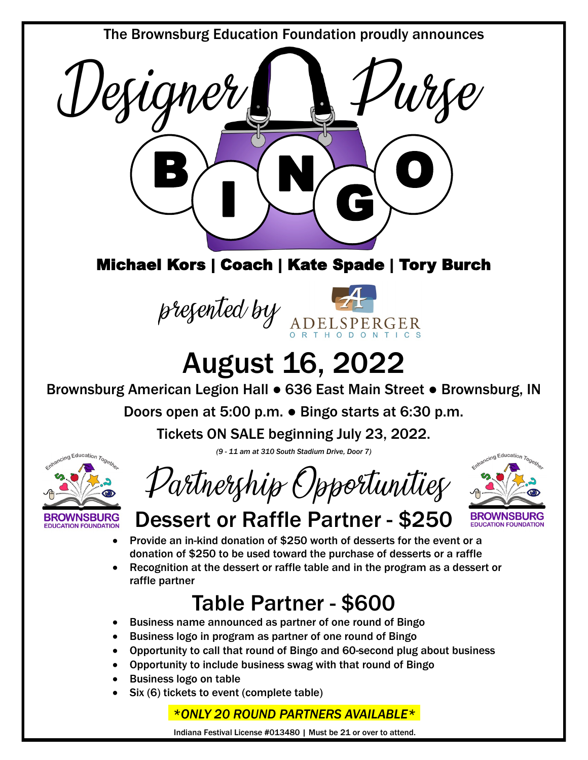The Brownsburg Education Foundation proudly announces

# Designer Purse BINGO

**Michael Kors | Coach | Kate Spade | Tory Burch**

presented by ADELSPERGER ORTHODONTICS

## August 16, 2022

Brownsburg American Legion Hall • 636 East Main Street • Brownsburg, IN

Doors open at 5:00 p.m. • Bingo starts at 6:30 p.m.

Tickets ON SALE beginning July 23, 2022.

*(9 - 11 am at 310 South Stadium Drive, Door 7)*

Enhancing Education Together
BROWNSBURG EDUCATION FOUNDATION

# Partnership Opportunities

## Dessert or Raffle Partner - $250

- **Provide an in-kind donation of $250 worth of desserts for the event or a donation of $250 to be used toward the purchase of desserts or a raffle**
- **Recognition at the dessert or raffle table and in the program as a dessert or raffle partner**

## Table Partner - $600

- **Business name announced as partner of one round of Bingo**
- **Business logo in program as partner of one round of Bingo**
- **Opportunity to call that round of Bingo and 60-second plug about business**
- **Opportunity to include business swag with that round of Bingo**
- **Business logo on table**
- **Six (6) tickets to event (complete table)**

***ONLY 20 ROUND PARTNERS AVAILABLE***

**Indiana Festival License #013480 | Must be 21 or over to attend.**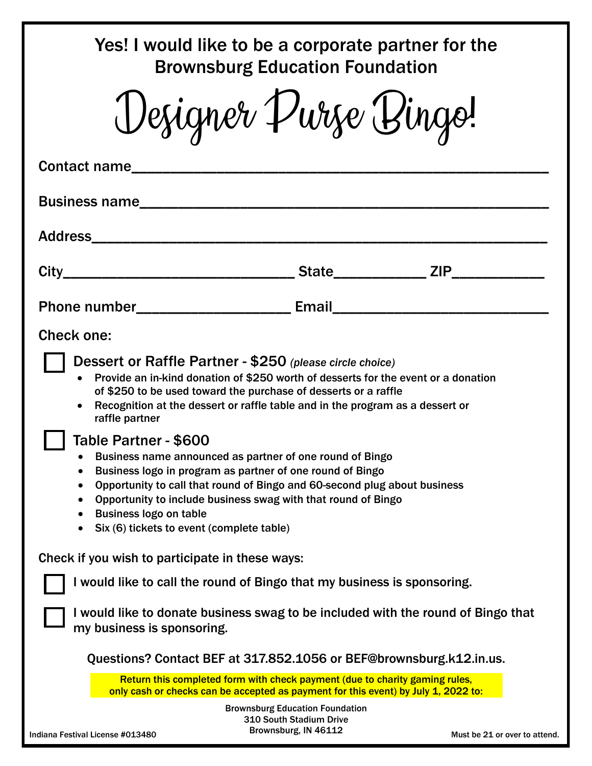# Yes! I would like to be a corporate partner for the Brownsburg Education Foundation

# Designer Purse Bingo!

Contact name_______________________________________________

Business name______________________________________________

Address___________________________________________________

City____________________________ State___________ ZIP___________

Phone number___________________ Email__________________________

**Check one:**

☐ **Dessert or Raffle Partner - $250** *(please circle choice)*

- Provide an in-kind donation of $250 worth of desserts for the event or a donation of $250 to be used toward the purchase of desserts or a raffle
- Recognition at the dessert or raffle table and in the program as a dessert or raffle partner

☐ **Table Partner - $600**

- Business name announced as partner of one round of Bingo
- Business logo in program as partner of one round of Bingo
- Opportunity to call that round of Bingo and 60-second plug about business
- Opportunity to include business swag with that round of Bingo
- Business logo on table
- Six (6) tickets to event (complete table)

**Check if you wish to participate in these ways:**

☐ I would like to call the round of Bingo that my business is sponsoring.

☐ I would like to donate business swag to be included with the round of Bingo that my business is sponsoring.

Questions? Contact BEF at 317.852.1056 or BEF@brownsburg.k12.in.us.

**Return this completed form with check payment (due to charity gaming rules, only cash or checks can be accepted as payment for this event) by July 1, 2022 to:**

Brownsburg Education Foundation
310 South Stadium Drive
Brownsburg, IN 46112

Indiana Festival License #013480

Must be 21 or over to attend.